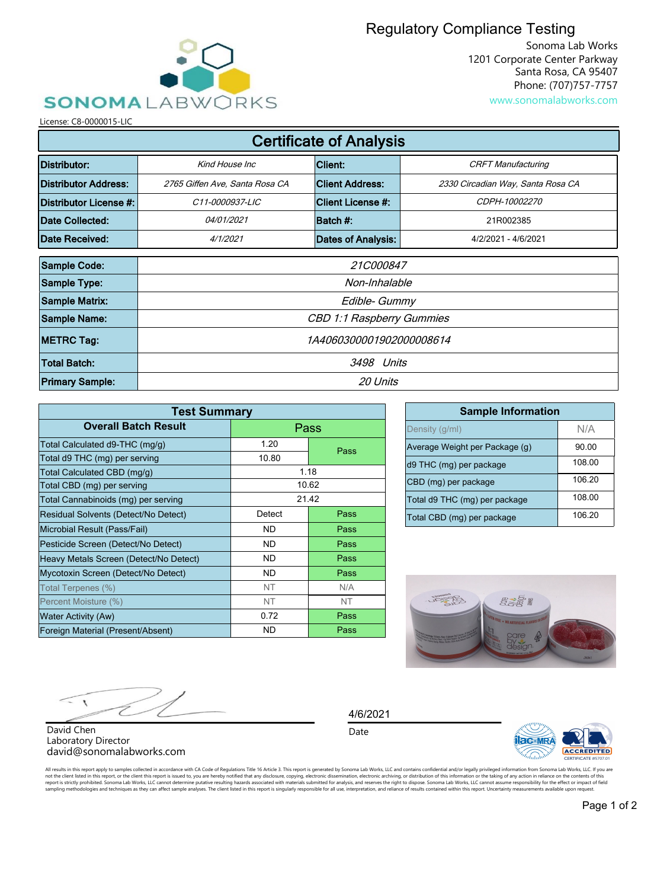# Regulatory Compliance Testing

Sonoma Lab Works
1201 Corporate Center Parkway
Santa Rosa, CA 95407
Phone: (707)757-7757
www.sonomalabworks.com

License: C8-0000015-LIC

## Certificate of Analysis

| | | | |
|---|---|---|---|
| **Distributor:** | *Kind House Inc* | **Client:** | *CRFT Manufacturing* |
| **Distributor Address:** | *2765 Giffen Ave, Santa Rosa CA* | **Client Address:** | *2330 Circadian Way, Santa Rosa CA* |
| **Distributor License #:** | *C11-0000937-LIC* | **Client License #:** | *CDPH-10002270* |
| **Date Collected:** | *04/01/2021* | **Batch #:** | 21R002385 |
| **Date Received:** | *4/1/2021* | **Dates of Analysis:** | 4/2/2021 - 4/6/2021 |

| | |
|---|---|
| **Sample Code:** | *21C000847* |
| **Sample Type:** | *Non-Inhalable* |
| **Sample Matrix:** | *Edible- Gummy* |
| **Sample Name:** | *CBD 1:1 Raspberry Gummies* |
| **METRC Tag:** | *1A4060300001902000008614* |
| **Total Batch:** | *3498 Units* |
| **Primary Sample:** | *20 Units* |

| Test Summary | | |
|---|---|---|
| **Overall Batch Result** | Pass | |
| Total Calculated d9-THC (mg/g) | 1.20 | Pass |
| Total d9 THC (mg) per serving | 10.80 | |
| Total Calculated CBD (mg/g) | 1.18 | |
| Total CBD (mg) per serving | 10.62 | |
| Total Cannabinoids (mg) per serving | 21.42 | |
| Residual Solvents (Detect/No Detect) | Detect | Pass |
| Microbial Result (Pass/Fail) | ND | Pass |
| Pesticide Screen (Detect/No Detect) | ND | Pass |
| Heavy Metals Screen (Detect/No Detect) | ND | Pass |
| Mycotoxin Screen (Detect/No Detect) | ND | Pass |
| Total Terpenes (%) | NT | N/A |
| Percent Moisture (%) | NT | NT |
| Water Activity (Aw) | 0.72 | Pass |
| Foreign Material (Present/Absent) | ND | Pass |

| Sample Information | |
|---|---|
| Density (g/ml) | N/A |
| Average Weight per Package (g) | 90.00 |
| d9 THC (mg) per package | 108.00 |
| CBD (mg) per package | 106.20 |
| Total d9 THC (mg) per package | 108.00 |
| Total CBD (mg) per package | 106.20 |

David Chen
Laboratory Director
david@sonomalabworks.com

4/6/2021
Date

CERTIFICATE #5707.01

All results in this report apply to samples collected in accordance with CA Code of Regulations Title 16 Article 3. This report is generated by Sonoma Lab Works, LLC and contains confidential and/or legally privileged information from Sonoma Lab Works, LLC. If you are not the client listed in this report, or the client this report is issued to, you are hereby notified that any disclosure, copying, electronic dissemination, electronic archiving, or distribution of this information or the taking of any action in reliance on the contents of this report is strictly prohibited. Sonoma Lab Works, LLC cannot determine putative resulting hazards associated with materials submitted for analysis, and reserves the right to dispose. Sonoma Lab Works, LLC cannot assume responsibility for the effect or impact of field sampling methodologies and techniques as they can affect sample analyses. The client listed in this report is singularly responsible for all use, interpretation, and reliance of results contained within this report. Uncertainty measurements available upon request.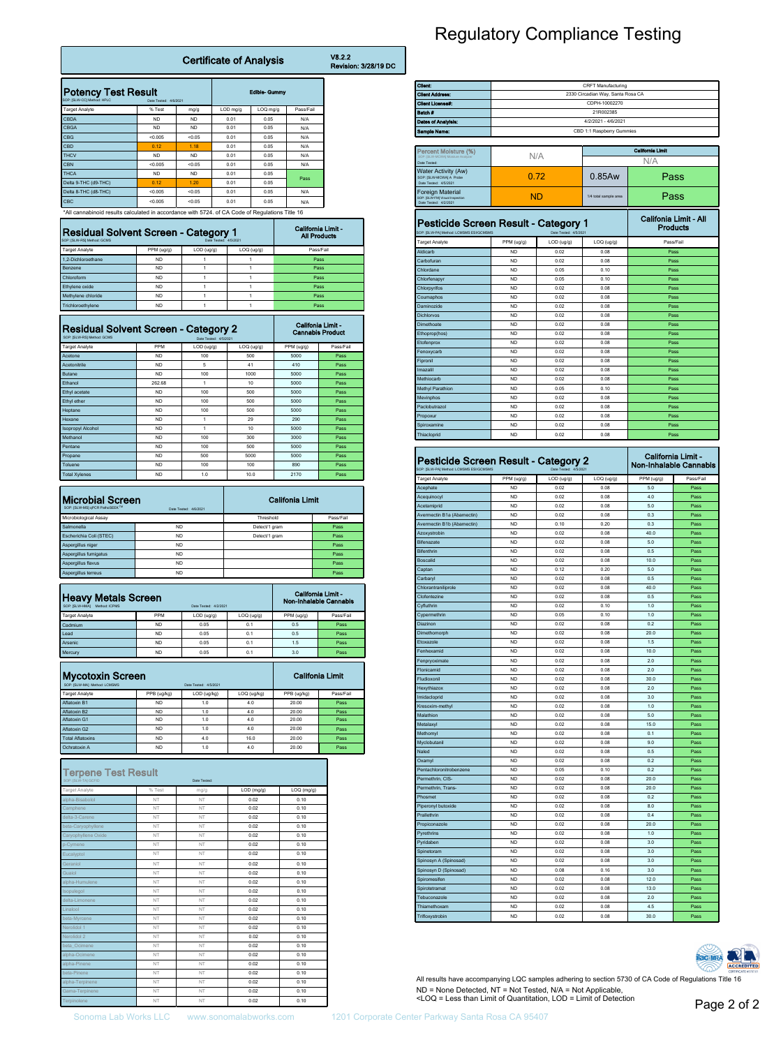# Regulatory Compliance Testing

## Certificate of Analysis

V8.2.2
Revision: 3/28/19 DC

| | |
|---|---|
| Client: | CRFT Manufacturing |
| Client Address: | 2330 Circadian Way, Santa Rosa CA |
| Client License#: | CDPH-10002270 |
| Batch # | 21R002385 |
| Dates of Analysis: | 4/2/2021 - 4/6/2021 |
| Sample Name: | CBD 1:1 Raspberry Gummies |

### Potency Test Result

SOP: [SLW-CC] Method: HPLC — Date Tested: 4/6/2021 — Edible- Gummy

| Target Analyte | % Test | mg/g | LOD mg/g | LOQ mg/g | Pass/Fail |
|---|---|---|---|---|---|
| CBDA | ND | ND | 0.01 | 0.05 | N/A |
| CBGA | ND | ND | 0.01 | 0.05 | N/A |
| CBG | <0.005 | <0.05 | 0.01 | 0.05 | N/A |
| CBD | 0.12 | 1.18 | 0.01 | 0.05 | N/A |
| THCV | ND | ND | 0.01 | 0.05 | N/A |
| CBN | <0.005 | <0.05 | 0.01 | 0.05 | N/A |
| THCA | ND | ND | 0.01 | 0.05 | Pass |
| Delta 9-THC (d9-THC) | 0.12 | 1.20 | 0.01 | 0.05 | |
| Delta 8-THC (d8-THC) | <0.005 | <0.05 | 0.01 | 0.05 | N/A |
| CBC | <0.005 | <0.05 | 0.01 | 0.05 | N/A |

*All cannabinoid results calculated in accordance with 5724. of CA Code of Regulations Title 16

### Residual Solvent Screen - Category 1

SOP: [SLW-RS] Method: GCMS — Date Tested: 4/5/2021 — California Limit - All Products

| Target Analyte | PPM (ug/g) | LOD (ug/g) | LOQ (ug/g) | Pass/Fail |
|---|---|---|---|---|
| 1,2-Dichloroethane | ND | 1 | 1 | Pass |
| Benzene | ND | 1 | 1 | Pass |
| Chloroform | ND | 1 | 1 | Pass |
| Ethylene oxide | ND | 1 | 1 | Pass |
| Methylene chloride | ND | 1 | 1 | Pass |
| Trichloroethylene | ND | 1 | 1 | Pass |

### Residual Solvent Screen - Category 2

SOP: [SLW-RS] Method: GCMS — Date Tested: 4/5/2021

| Target Analyte | PPM | LOD (ug/g) | LOQ (ug/g) | California Limit - Cannabis Product PPM (ug/g) | Pass/Fail |
|---|---|---|---|---|---|
| Acetone | ND | 100 | 500 | 5000 | Pass |
| Acetonitrile | ND | 5 | 41 | 410 | Pass |
| Butane | ND | 100 | 1000 | 5000 | Pass |
| Ethanol | 262.68 | 1 | 10 | 5000 | Pass |
| Ethyl acetate | ND | 100 | 500 | 5000 | Pass |
| Ethyl ether | ND | 100 | 500 | 5000 | Pass |
| Heptane | ND | 100 | 500 | 5000 | Pass |
| Hexane | ND | 1 | 29 | 290 | Pass |
| Isopropyl Alcohol | ND | 1 | 10 | 5000 | Pass |
| Methanol | ND | 100 | 300 | 3000 | Pass |
| Pentane | ND | 100 | 500 | 5000 | Pass |
| Propane | ND | 500 | 5000 | 5000 | Pass |
| Toluene | ND | 100 | 100 | 890 | Pass |
| Total Xylenes | ND | 1.0 | 10.0 | 2170 | Pass |

### Microbial Screen

SOP: [SLW-MS] qPCR PathoSEEK™ — Date Tested: 4/6/2021

| Microbiological Assay | | California Limit Threshold | Pass/Fail |
|---|---|---|---|
| Salmonella | ND | Detect/1 gram | Pass |
| Escherichia Coli (STEC) | ND | Detect/1 gram | Pass |
| Aspergillus niger | ND | | Pass |
| Aspergillus fumigatus | ND | | Pass |
| Aspergillus flavus | ND | | Pass |
| Aspergillus terreus | ND | | Pass |

### Heavy Metals Screen

SOP: [SLW-HMA] Method: ICPMS — Date Tested: 4/2/2021

| Target Analyte | PPM | LOD (ug/g) | LOQ (ug/g) | California Limit - Non-Inhalable Cannabis PPM (ug/g) | Pass/Fail |
|---|---|---|---|---|---|
| Cadmium | ND | 0.05 | 0.1 | 0.5 | Pass |
| Lead | ND | 0.05 | 0.1 | 0.5 | Pass |
| Arsenic | ND | 0.05 | 0.1 | 1.5 | Pass |
| Mercury | ND | 0.05 | 0.1 | 3.0 | Pass |

### Mycotoxin Screen

SOP: [SLW-MA] Method: LCMSMS — Date Tested: 4/5/2021

| Target Analyte | PPB (ug/kg) | LOD (ug/kg) | LOQ (ug/kg) | California Limit PPB (ug/kg) | Pass/Fail |
|---|---|---|---|---|---|
| Aflatoxin B1 | ND | 1.0 | 4.0 | 20.00 | Pass |
| Aflatoxin B2 | ND | 1.0 | 4.0 | 20.00 | Pass |
| Aflatoxin G1 | ND | 1.0 | 4.0 | 20.00 | Pass |
| Aflatoxin G2 | ND | 1.0 | 4.0 | 20.00 | Pass |
| Total Aflatoxins | ND | 4.0 | 16.0 | 20.00 | Pass |
| Ochratoxin A | ND | 1.0 | 4.0 | 20.00 | Pass |

### Terpene Test Result

SOP: [SLW-TA] GCFID — Date Tested:

| Target Analyte | % Test | mg/g | LOD (mg/g) | LOQ (mg/g) |
|---|---|---|---|---|
| alpha-Bisabolol | NT | NT | 0.02 | 0.10 |
| Camphene | NT | NT | 0.02 | 0.10 |
| delta-3-Carene | NT | NT | 0.02 | 0.10 |
| beta-Caryophyllene | NT | NT | 0.02 | 0.10 |
| Caryophyllene Oxide | NT | NT | 0.02 | 0.10 |
| p-Cymene | NT | NT | 0.02 | 0.10 |
| Eucalyptol | NT | NT | 0.02 | 0.10 |
| Geraniol | NT | NT | 0.02 | 0.10 |
| Guaiol | NT | NT | 0.02 | 0.10 |
| alpha-Humulene | NT | NT | 0.02 | 0.10 |
| Isopulegol | NT | NT | 0.02 | 0.10 |
| delta-Limonene | NT | NT | 0.02 | 0.10 |
| Linalool | NT | NT | 0.02 | 0.10 |
| beta-Myrcene | NT | NT | 0.02 | 0.10 |
| Nerolidol 1 | NT | NT | 0.02 | 0.10 |
| Nerolidol 2 | NT | NT | 0.02 | 0.10 |
| beta_Ocimene | NT | NT | 0.02 | 0.10 |
| alpha-Ocimene | NT | NT | 0.02 | 0.10 |
| alpha-Pinene | NT | NT | 0.02 | 0.10 |
| beta-Pinene | NT | NT | 0.02 | 0.10 |
| alpha-Terpinene | NT | NT | 0.02 | 0.10 |
| Gama-Terpinene | NT | NT | 0.02 | 0.10 |
| Terpinolene | NT | NT | 0.02 | 0.10 |

### Moisture / Water Activity / Foreign Material

| Test | Result | California Limit | |
|---|---|---|---|
| Percent Moisture (%) SOP: [SLW-MCWA] Moisture Analyzer, Date Tested: | N/A | | N/A |
| Water Activity (Aw) SOP: [SLW-MCWA] A Probe, Date Tested: 4/5/2021 | 0.72 | 0.85Aw | Pass |
| Foreign Material SOP: [SLW-FM] Visual Inspection, Date Tested: 4/2/2021 | ND | 1/4 total sample area | Pass |

### Pesticide Screen Result - Category 1

SOP: [SLW-PA] Method: LCMSMS ESI/GCMSMS — Date Tested: 4/5/2021 — California Limit - All Products

| Target Analyte | PPM (ug/g) | LOD (ug/g) | LOQ (ug/g) | Pass/Fail |
|---|---|---|---|---|
| Aldicarb | ND | 0.02 | 0.08 | Pass |
| Carbofuran | ND | 0.02 | 0.08 | Pass |
| Chlordane | ND | 0.05 | 0.10 | Pass |
| Chlorfenapyr | ND | 0.05 | 0.10 | Pass |
| Chlorpyrifos | ND | 0.02 | 0.08 | Pass |
| Coumaphos | ND | 0.02 | 0.08 | Pass |
| Daminozide | ND | 0.02 | 0.08 | Pass |
| Dichlorvos | ND | 0.02 | 0.08 | Pass |
| Dimethoate | ND | 0.02 | 0.08 | Pass |
| Ethoprop(hos) | ND | 0.02 | 0.08 | Pass |
| Etofenprox | ND | 0.02 | 0.08 | Pass |
| Fenoxycarb | ND | 0.02 | 0.08 | Pass |
| Fipronil | ND | 0.02 | 0.08 | Pass |
| Imazalil | ND | 0.02 | 0.08 | Pass |
| Methiocarb | ND | 0.02 | 0.08 | Pass |
| Methyl Parathion | ND | 0.05 | 0.10 | Pass |
| Mevinphos | ND | 0.02 | 0.08 | Pass |
| Paclobutrazol | ND | 0.02 | 0.08 | Pass |
| Propoxur | ND | 0.02 | 0.08 | Pass |
| Spiroxamine | ND | 0.02 | 0.08 | Pass |
| Thiacloprid | ND | 0.02 | 0.08 | Pass |

### Pesticide Screen Result - Category 2

SOP: [SLW-PA] Method: LCMSMS ESI/GCMSMS — Date Tested: 4/5/2021

| Target Analyte | PPM (ug/g) | LOD (ug/g) | LOQ (ug/g) | California Limit - Non-Inhalable Cannabis PPM (ug/g) | Pass/Fail |
|---|---|---|---|---|---|
| Acephate | ND | 0.02 | 0.08 | 5.0 | Pass |
| Acequinocyl | ND | 0.02 | 0.08 | 4.0 | Pass |
| Acetamiprid | ND | 0.02 | 0.08 | 5.0 | Pass |
| Avermectin B1a (Abamectin) | ND | 0.02 | 0.08 | 0.3 | Pass |
| Avermectin B1b (Abamectin) | ND | 0.10 | 0.20 | 0.3 | Pass |
| Azoxystrobin | ND | 0.02 | 0.08 | 40.0 | Pass |
| Bifenazate | ND | 0.02 | 0.08 | 5.0 | Pass |
| Bifenthrin | ND | 0.02 | 0.08 | 0.5 | Pass |
| Boscalid | ND | 0.02 | 0.08 | 10.0 | Pass |
| Captan | ND | 0.12 | 0.20 | 5.0 | Pass |
| Carbaryl | ND | 0.02 | 0.08 | 0.5 | Pass |
| Chlorantraniliprole | ND | 0.02 | 0.08 | 40.0 | Pass |
| Clofentezine | ND | 0.02 | 0.08 | 0.5 | Pass |
| Cyfluthrin | ND | 0.02 | 0.10 | 1.0 | Pass |
| Cypermethrin | ND | 0.05 | 0.10 | 1.0 | Pass |
| Diazinon | ND | 0.02 | 0.08 | 0.2 | Pass |
| Dimethomorph | ND | 0.02 | 0.08 | 20.0 | Pass |
| Etoxazole | ND | 0.02 | 0.08 | 1.5 | Pass |
| Fenhexamid | ND | 0.02 | 0.08 | 10.0 | Pass |
| Fenpyroximate | ND | 0.02 | 0.08 | 2.0 | Pass |
| Flonicamid | ND | 0.02 | 0.08 | 2.0 | Pass |
| Fludioxonil | ND | 0.02 | 0.08 | 30.0 | Pass |
| Hexythiazox | ND | 0.02 | 0.08 | 2.0 | Pass |
| Imidacloprid | ND | 0.02 | 0.08 | 3.0 | Pass |
| Kresoxim-methyl | ND | 0.02 | 0.08 | 1.0 | Pass |
| Malathion | ND | 0.02 | 0.08 | 5.0 | Pass |
| Metalaxyl | ND | 0.02 | 0.08 | 15.0 | Pass |
| Methomyl | ND | 0.02 | 0.08 | 0.1 | Pass |
| Myclobutanil | ND | 0.02 | 0.08 | 9.0 | Pass |
| Naled | ND | 0.02 | 0.08 | 0.5 | Pass |
| Oxamyl | ND | 0.02 | 0.08 | 0.2 | Pass |
| Pentachloronitrobenzene | ND | 0.05 | 0.10 | 0.2 | Pass |
| Permethrin, CIS- | ND | 0.02 | 0.08 | 20.0 | Pass |
| Permethrin, Trans- | ND | 0.02 | 0.08 | 20.0 | Pass |
| Phosmet | ND | 0.02 | 0.08 | 0.2 | Pass |
| Piperonyl butoxide | ND | 0.02 | 0.08 | 8.0 | Pass |
| Prallethrin | ND | 0.02 | 0.08 | 0.4 | Pass |
| Propiconazole | ND | 0.02 | 0.08 | 20.0 | Pass |
| Pyrethrins | ND | 0.02 | 0.08 | 1.0 | Pass |
| Pyridaben | ND | 0.02 | 0.08 | 3.0 | Pass |
| Spinetoram | ND | 0.02 | 0.08 | 3.0 | Pass |
| Spinosyn A (Spinosad) | ND | 0.02 | 0.08 | 3.0 | Pass |
| Spinosyn D (Spinosad) | ND | 0.08 | 0.16 | 3.0 | Pass |
| Spiromesifen | ND | 0.02 | 0.08 | 12.0 | Pass |
| Spirotetramat | ND | 0.02 | 0.08 | 13.0 | Pass |
| Tebuconazole | ND | 0.02 | 0.08 | 2.0 | Pass |
| Thiamethoxam | ND | 0.02 | 0.08 | 4.5 | Pass |
| Trifloxystrobin | ND | 0.02 | 0.08 | 30.0 | Pass |

All results have accompanying LQC samples adhering to section 5730 of CA Code of Regulations Title 16
ND = None Detected, NT = Not Tested, N/A = Not Applicable,
<LOQ = Less than Limit of Quantitation, LOD = Limit of Detection

Sonoma Lab Works LLC www.sonomalabworks.com 1201 Corporate Center Parkway Santa Rosa CA 95407